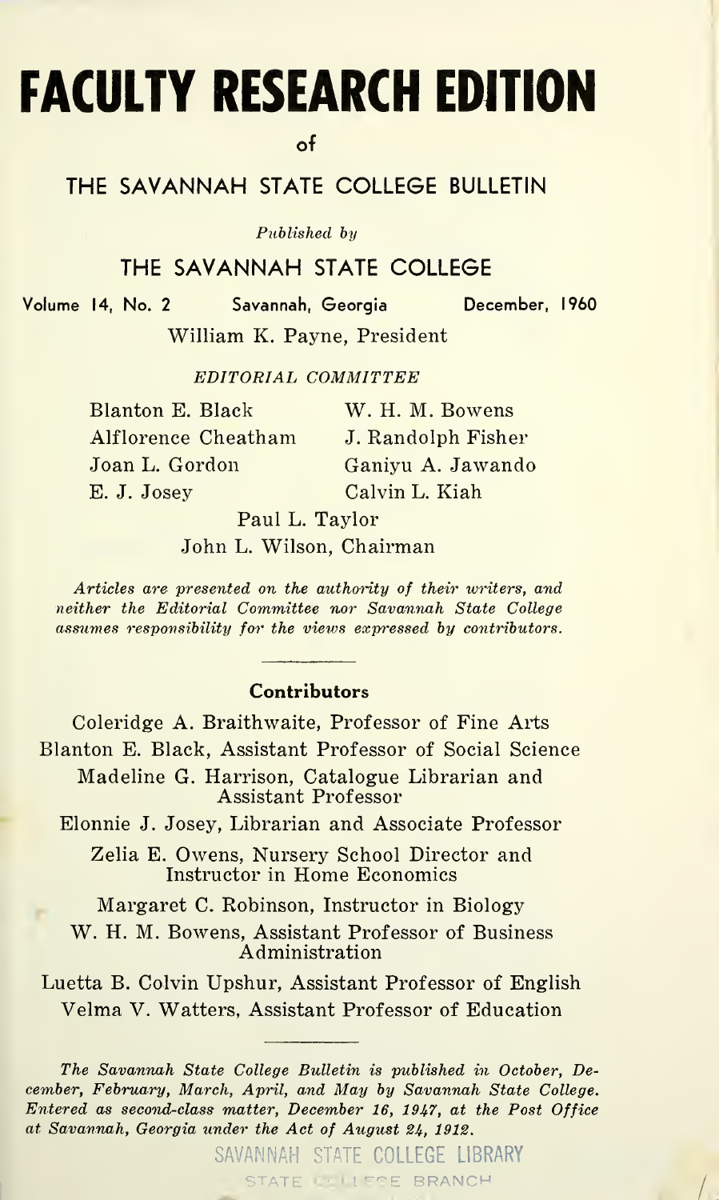# FACULTY RESEARCH EDITION

of

## THE SAVANNAH STATE COLLEGE BULLETIN

*Published by*

## THE SAVANNAH STATE COLLEGE

Volume 14, No. 2 Savannah, Georgia December, 1960

William K. Payne, President

*EDITORIAL COMMITTEE*

Blanton E. Black
W. H. M. Bowens
Alflorence Cheatham
J. Randolph Fisher
Joan L. Gordon
Ganiyu A. Jawando
E. J. Josey
Calvin L. Kiah
Paul L. Taylor
John L. Wilson, Chairman

*Articles are presented on the authority of their writers, and neither the Editorial Committee nor Savannah State College assumes responsibility for the views expressed by contributors.*

### Contributors

Coleridge A. Braithwaite, Professor of Fine Arts

Blanton E. Black, Assistant Professor of Social Science

Madeline G. Harrison, Catalogue Librarian and Assistant Professor

Elonnie J. Josey, Librarian and Associate Professor

Zelia E. Owens, Nursery School Director and Instructor in Home Economics

Margaret C. Robinson, Instructor in Biology

W. H. M. Bowens, Assistant Professor of Business Administration

Luetta B. Colvin Upshur, Assistant Professor of English

Velma V. Watters, Assistant Professor of Education

*The Savannah State College Bulletin is published in October, December, February, March, April, and May by Savannah State College. Entered as second-class matter, December 16, 1947, at the Post Office at Savannah, Georgia under the Act of August 24, 1912.*

SAVANNAH STATE COLLEGE LIBRARY
STATE COLLEGE BRANCH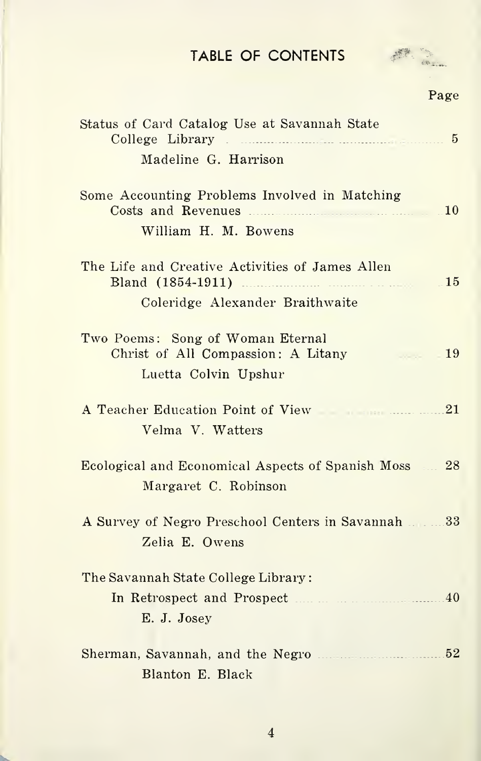# TABLE OF CONTENTS

| | Page |
|---|---|
| Status of Card Catalog Use at Savannah State College Library<br>Madeline G. Harrison | 5 |
| Some Accounting Problems Involved in Matching Costs and Revenues<br>William H. M. Bowens | 10 |
| The Life and Creative Activities of James Allen Bland (1854-1911)<br>Coleridge Alexander Braithwaite | 15 |
| Two Poems: Song of Woman Eternal<br>Christ of All Compassion: A Litany<br>Luetta Colvin Upshur | 19 |
| A Teacher Education Point of View<br>Velma V. Watters | 21 |
| Ecological and Economical Aspects of Spanish Moss<br>Margaret C. Robinson | 28 |
| A Survey of Negro Preschool Centers in Savannah<br>Zelia E. Owens | 33 |
| The Savannah State College Library:<br>In Retrospect and Prospect<br>E. J. Josey | 40 |
| Sherman, Savannah, and the Negro<br>Blanton E. Black | 52 |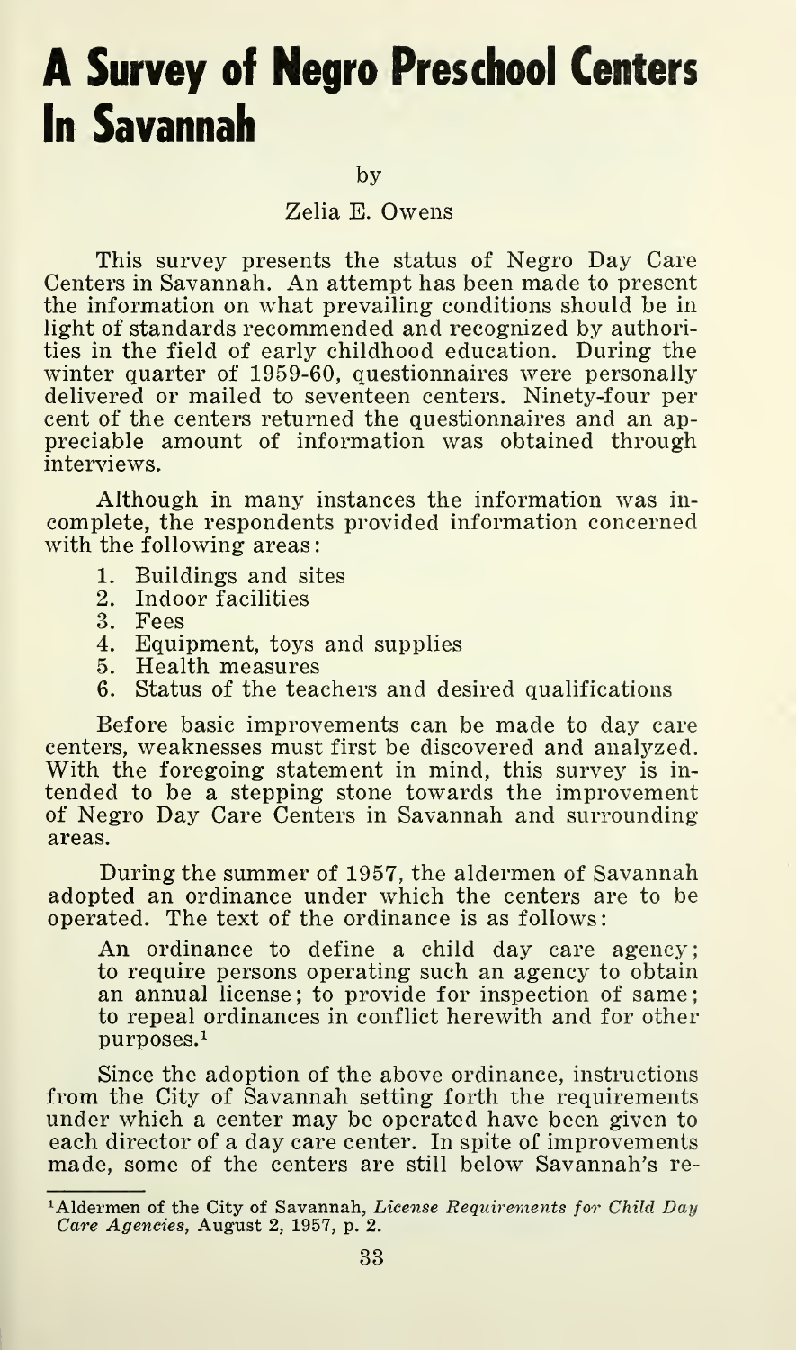# A Survey of Negro Preschool Centers In Savannah

by

Zelia E. Owens

This survey presents the status of Negro Day Care Centers in Savannah. An attempt has been made to present the information on what prevailing conditions should be in light of standards recommended and recognized by authorities in the field of early childhood education. During the winter quarter of 1959-60, questionnaires were personally delivered or mailed to seventeen centers. Ninety-four per cent of the centers returned the questionnaires and an appreciable amount of information was obtained through interviews.

Although in many instances the information was incomplete, the respondents provided information concerned with the following areas:

1. Buildings and sites
2. Indoor facilities
3. Fees
4. Equipment, toys and supplies
5. Health measures
6. Status of the teachers and desired qualifications

Before basic improvements can be made to day care centers, weaknesses must first be discovered and analyzed. With the foregoing statement in mind, this survey is intended to be a stepping stone towards the improvement of Negro Day Care Centers in Savannah and surrounding areas.

During the summer of 1957, the aldermen of Savannah adopted an ordinance under which the centers are to be operated. The text of the ordinance is as follows:

> An ordinance to define a child day care agency; to require persons operating such an agency to obtain an annual license; to provide for inspection of same; to repeal ordinances in conflict herewith and for other purposes.[1]

Since the adoption of the above ordinance, instructions from the City of Savannah setting forth the requirements under which a center may be operated have been given to each director of a day care center. In spite of improvements made, some of the centers are still below Savannah's re-

---

[1]Aldermen of the City of Savannah, *License Requirements for Child Day Care Agencies*, August 2, 1957, p. 2.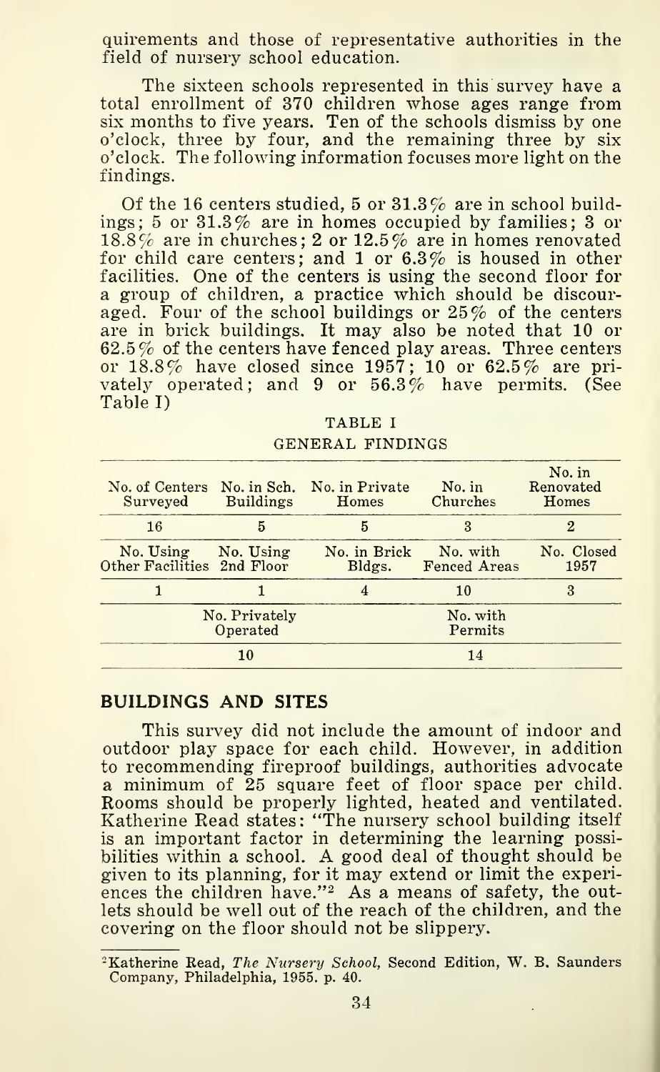quirements and those of representative authorities in the field of nursery school education.

The sixteen schools represented in this survey have a total enrollment of 370 children whose ages range from six months to five years. Ten of the schools dismiss by one o'clock, three by four, and the remaining three by six o'clock. The following information focuses more light on the findings.

Of the 16 centers studied, 5 or 31.3% are in school buildings; 5 or 31.3% are in homes occupied by families; 3 or 18.8% are in churches; 2 or 12.5% are in homes renovated for child care centers; and 1 or 6.3% is housed in other facilities. One of the centers is using the second floor for a group of children, a practice which should be discouraged. Four of the school buildings or 25% of the centers are in brick buildings. It may also be noted that 10 or 62.5% of the centers have fenced play areas. Three centers or 18.8% have closed since 1957; 10 or 62.5% are privately operated; and 9 or 56.3% have permits. (See Table I)

TABLE I

GENERAL FINDINGS

| No. of Centers Surveyed | No. in Sch. Buildings | No. in Private Homes | No. in Churches | No. in Renovated Homes |
|---|---|---|---|---|
| 16 | 5 | 5 | 3 | 2 |
| **No. Using Other Facilities** | **No. Using 2nd Floor** | **No. in Brick Bldgs.** | **No. with Fenced Areas** | **No. Closed 1957** |
| 1 | 1 | 4 | 10 | 3 |
| **No. Privately Operated** | | | **No. with Permits** | |
| 10 | | | 14 | |

## BUILDINGS AND SITES

This survey did not include the amount of indoor and outdoor play space for each child. However, in addition to recommending fireproof buildings, authorities advocate a minimum of 25 square feet of floor space per child. Rooms should be properly lighted, heated and ventilated. Katherine Read states: "The nursery school building itself is an important factor in determining the learning possibilities within a school. A good deal of thought should be given to its planning, for it may extend or limit the experiences the children have."[2] As a means of safety, the outlets should be well out of the reach of the children, and the covering on the floor should not be slippery.

[2] Katherine Read, *The Nursery School*, Second Edition, W. B. Saunders Company, Philadelphia, 1955. p. 40.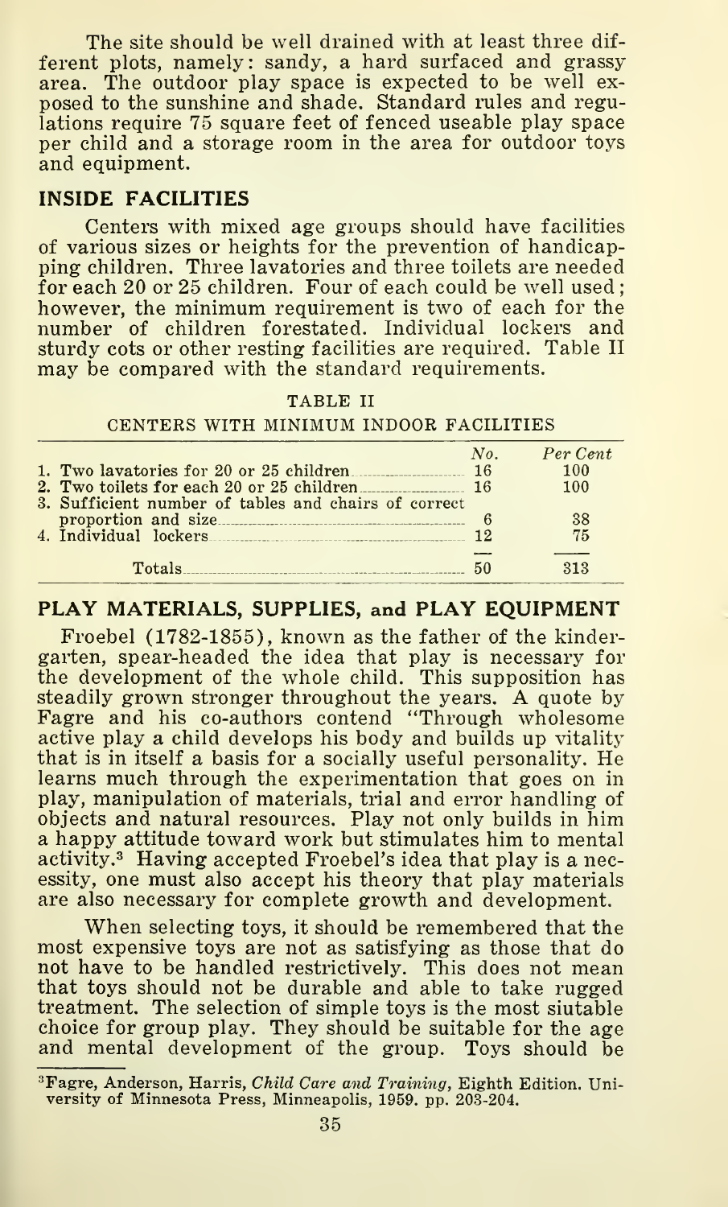The site should be well drained with at least three different plots, namely: sandy, a hard surfaced and grassy area. The outdoor play space is expected to be well exposed to the sunshine and shade. Standard rules and regulations require 75 square feet of fenced useable play space per child and a storage room in the area for outdoor toys and equipment.

## INSIDE FACILITIES

Centers with mixed age groups should have facilities of various sizes or heights for the prevention of handicapping children. Three lavatories and three toilets are needed for each 20 or 25 children. Four of each could be well used; however, the minimum requirement is two of each for the number of children forestated. Individual lockers and sturdy cots or other resting facilities are required. Table II may be compared with the standard requirements.

TABLE II

CENTERS WITH MINIMUM INDOOR FACILITIES

| | *No.* | *Per Cent* |
|---|---|---|
| 1. Two lavatories for 20 or 25 children | 16 | 100 |
| 2. Two toilets for each 20 or 25 children | 16 | 100 |
| 3. Sufficient number of tables and chairs of correct proportion and size | 6 | 38 |
| 4. Individual lockers | 12 | 75 |
| Totals | 50 | 313 |

## PLAY MATERIALS, SUPPLIES, and PLAY EQUIPMENT

Froebel (1782-1855), known as the father of the kindergarten, spear-headed the idea that play is necessary for the development of the whole child. This supposition has steadily grown stronger throughout the years. A quote by Fagre and his co-authors contend "Through wholesome active play a child develops his body and builds up vitality that is in itself a basis for a socially useful personality. He learns much through the experimentation that goes on in play, manipulation of materials, trial and error handling of objects and natural resources. Play not only builds in him a happy attitude toward work but stimulates him to mental activity.[3] Having accepted Froebel's idea that play is a necessity, one must also accept his theory that play materials are also necessary for complete growth and development.

When selecting toys, it should be remembered that the most expensive toys are not as satisfying as those that do not have to be handled restrictively. This does not mean that toys should not be durable and able to take rugged treatment. The selection of simple toys is the most siutable choice for group play. They should be suitable for the age and mental development of the group. Toys should be

[3] Fagre, Anderson, Harris, *Child Care and Training*, Eighth Edition. University of Minnesota Press, Minneapolis, 1959. pp. 203-204.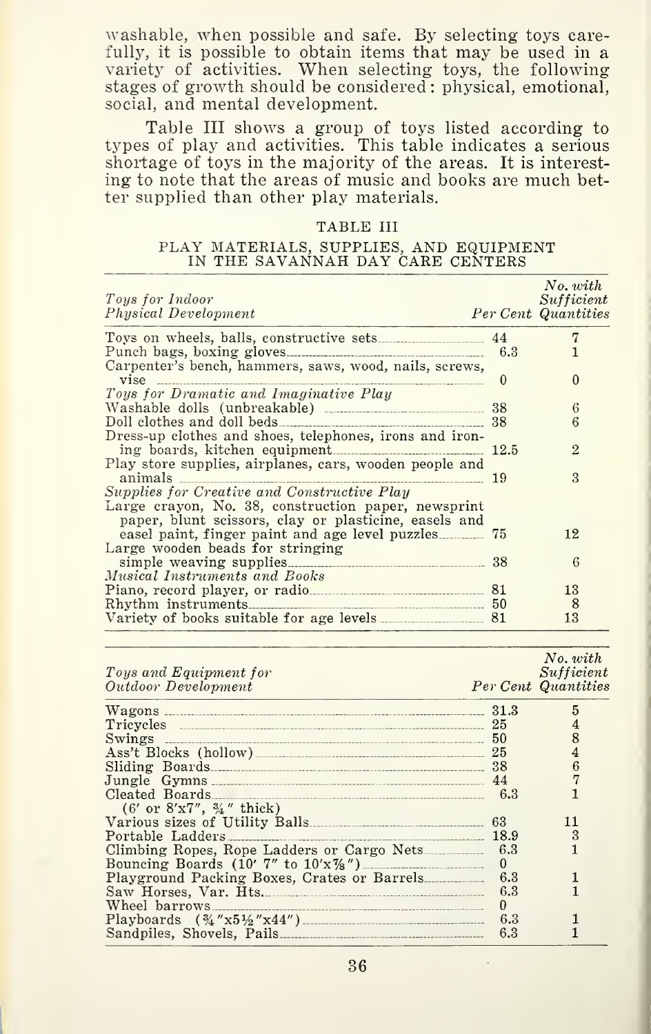washable, when possible and safe. By selecting toys carefully, it is possible to obtain items that may be used in a variety of activities. When selecting toys, the following stages of growth should be considered: physical, emotional, social, and mental development.

Table III shows a group of toys listed according to types of play and activities. This table indicates a serious shortage of toys in the majority of the areas. It is interesting to note that the areas of music and books are much better supplied than other play materials.

TABLE III

PLAY MATERIALS, SUPPLIES, AND EQUIPMENT IN THE SAVANNAH DAY CARE CENTERS

| *Toys for Indoor Physical Development* | Per Cent | No. with Sufficient Quantities |
|---|---|---|
| Toys on wheels, balls, constructive sets | 44 | 7 |
| Punch bags, boxing gloves | 6.3 | 1 |
| Carpenter's bench, hammers, saws, wood, nails, screws, vise | 0 | 0 |
| *Toys for Dramatic and Imaginative Play* | | |
| Washable dolls (unbreakable) | 38 | 6 |
| Doll clothes and doll beds | 38 | 6 |
| Dress-up clothes and shoes, telephones, irons and ironing boards, kitchen equipment | 12.5 | 2 |
| Play store supplies, airplanes, cars, wooden people and animals | 19 | 3 |
| *Supplies for Creative and Constructive Play* | | |
| Large crayon, No. 38, construction paper, newsprint paper, blunt scissors, clay or plasticine, easels and easel paint, finger paint and age level puzzles | 75 | 12 |
| Large wooden beads for stringing simple weaving supplies | 38 | 6 |
| *Musical Instruments and Books* | | |
| Piano, record player, or radio | 81 | 13 |
| Rhythm instruments | 50 | 8 |
| Variety of books suitable for age levels | 81 | 13 |

| *Toys and Equipment for Outdoor Development* | Per Cent | No. with Sufficient Quantities |
|---|---|---|
| Wagons | 31.3 | 5 |
| Tricycles | 25 | 4 |
| Swings | 50 | 8 |
| Ass't Blocks (hollow) | 25 | 4 |
| Sliding Boards | 38 | 6 |
| Jungle Gymns | 44 | 7 |
| Cleated Boards (6′ or 8′x7″, ¾″ thick) | 6.3 | 1 |
| Various sizes of Utility Balls | 63 | 11 |
| Portable Ladders | 18.9 | 3 |
| Climbing Ropes, Rope Ladders or Cargo Nets | 6.3 | 1 |
| Bouncing Boards (10′ 7″ to 10′x⅞″) | 0 | |
| Playground Packing Boxes, Crates or Barrels | 6.3 | 1 |
| Saw Horses, Var. Hts. | 6.3 | 1 |
| Wheel barrows | 0 | |
| Playboards (¾″x5½″x44″) | 6.3 | 1 |
| Sandpiles, Shovels, Pails | 6.3 | 1 |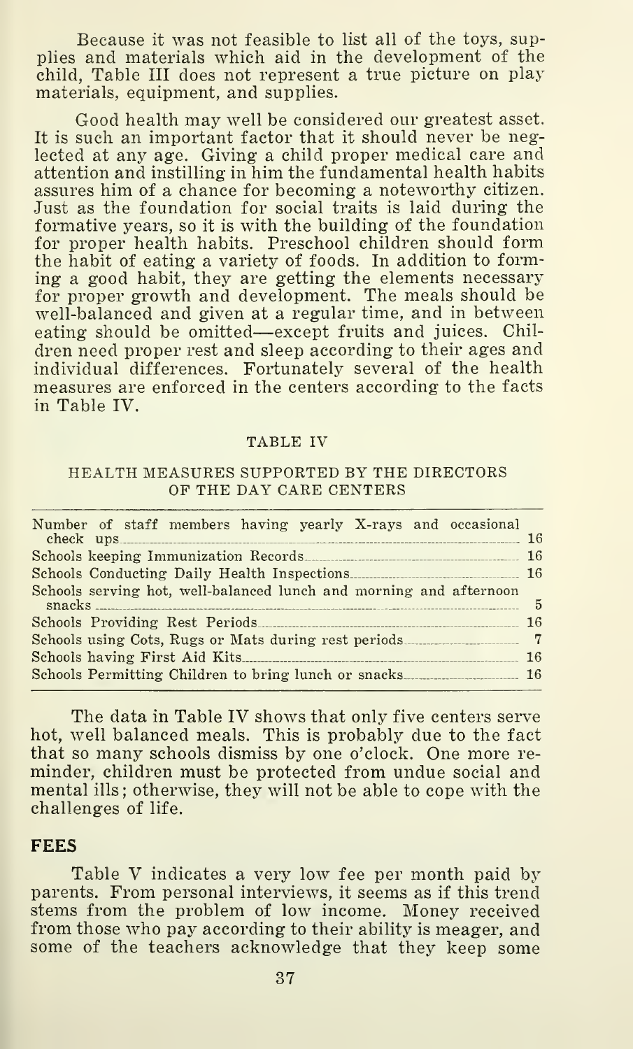Because it was not feasible to list all of the toys, supplies and materials which aid in the development of the child, Table III does not represent a true picture on play materials, equipment, and supplies.

Good health may well be considered our greatest asset. It is such an important factor that it should never be neglected at any age. Giving a child proper medical care and attention and instilling in him the fundamental health habits assures him of a chance for becoming a noteworthy citizen. Just as the foundation for social traits is laid during the formative years, so it is with the building of the foundation for proper health habits. Preschool children should form the habit of eating a variety of foods. In addition to forming a good habit, they are getting the elements necessary for proper growth and development. The meals should be well-balanced and given at a regular time, and in between eating should be omitted—except fruits and juices. Children need proper rest and sleep according to their ages and individual differences. Fortunately several of the health measures are enforced in the centers according to the facts in Table IV.

TABLE IV

HEALTH MEASURES SUPPORTED BY THE DIRECTORS OF THE DAY CARE CENTERS

| Measure | Number |
|---|---|
| Number of staff members having yearly X-rays and occasional check ups | 16 |
| Schools keeping Immunization Records | 16 |
| Schools Conducting Daily Health Inspections | 16 |
| Schools serving hot, well-balanced lunch and morning and afternoon snacks | 5 |
| Schools Providing Rest Periods | 16 |
| Schools using Cots, Rugs or Mats during rest periods | 7 |
| Schools having First Aid Kits | 16 |
| Schools Permitting Children to bring lunch or snacks | 16 |

The data in Table IV shows that only five centers serve hot, well balanced meals. This is probably due to the fact that so many schools dismiss by one o'clock. One more reminder, children must be protected from undue social and mental ills; otherwise, they will not be able to cope with the challenges of life.

## FEES

Table V indicates a very low fee per month paid by parents. From personal interviews, it seems as if this trend stems from the problem of low income. Money received from those who pay according to their ability is meager, and some of the teachers acknowledge that they keep some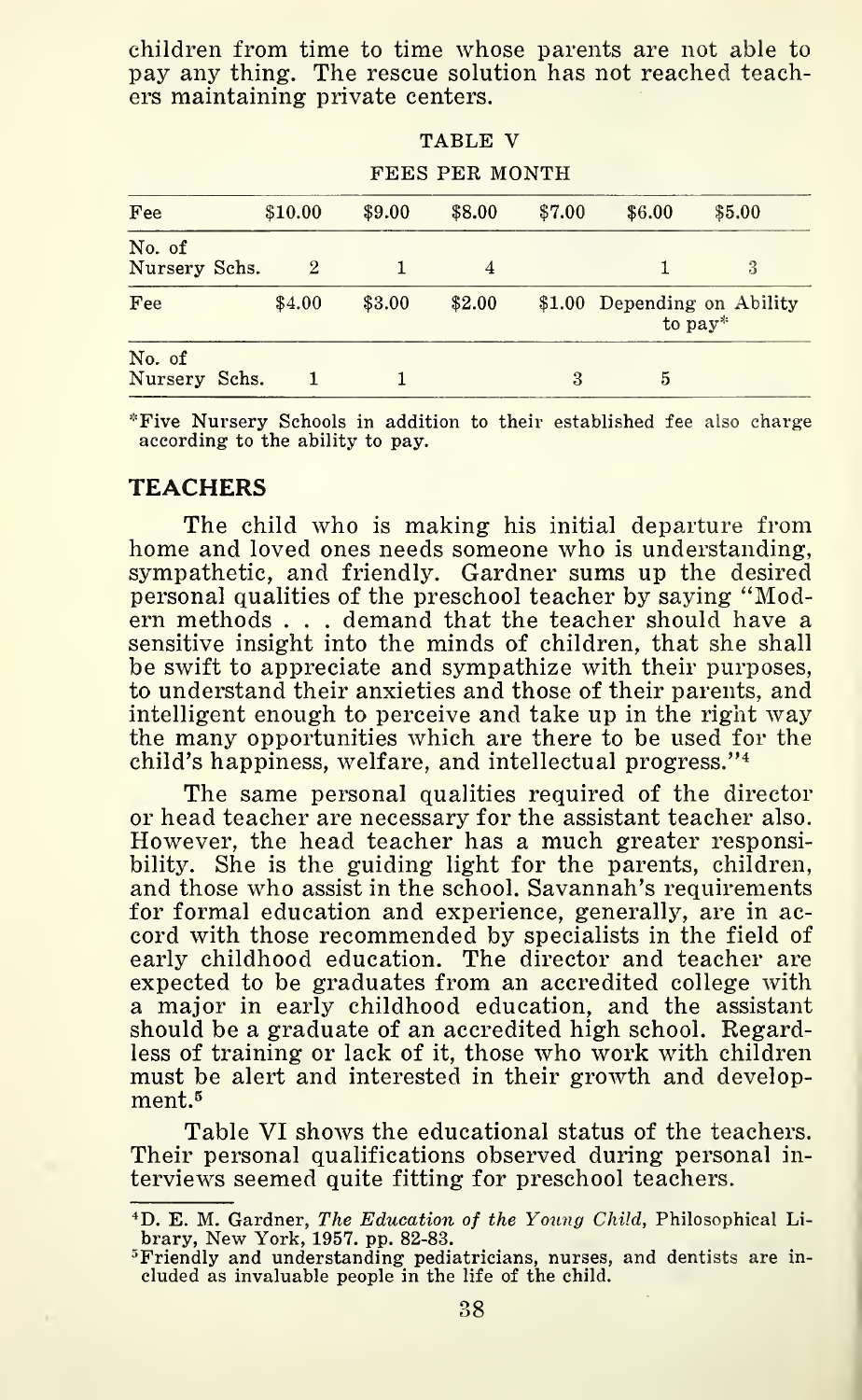children from time to time whose parents are not able to pay any thing. The rescue solution has not reached teachers maintaining private centers.

TABLE V

FEES PER MONTH

| Fee | $10.00 | $9.00 | $8.00 | $7.00 | $6.00 | $5.00 |
|---|---|---|---|---|---|---|
| No. of Nursery Schs. | 2 | 1 | 4 | | 1 | 3 |
| Fee | $4.00 | $3.00 | $2.00 | $1.00 | Depending on Ability to pay* | |
| No. of Nursery Schs. | 1 | 1 | | 3 | 5 | |

*Five Nursery Schools in addition to their established fee also charge according to the ability to pay.

## TEACHERS

The child who is making his initial departure from home and loved ones needs someone who is understanding, sympathetic, and friendly. Gardner sums up the desired personal qualities of the preschool teacher by saying "Modern methods . . . demand that the teacher should have a sensitive insight into the minds of children, that she shall be swift to appreciate and sympathize with their purposes, to understand their anxieties and those of their parents, and intelligent enough to perceive and take up in the right way the many opportunities which are there to be used for the child's happiness, welfare, and intellectual progress."[4]

The same personal qualities required of the director or head teacher are necessary for the assistant teacher also. However, the head teacher has a much greater responsibility. She is the guiding light for the parents, children, and those who assist in the school. Savannah's requirements for formal education and experience, generally, are in accord with those recommended by specialists in the field of early childhood education. The director and teacher are expected to be graduates from an accredited college with a major in early childhood education, and the assistant should be a graduate of an accredited high school. Regardless of training or lack of it, those who work with children must be alert and interested in their growth and development.[5]

Table VI shows the educational status of the teachers. Their personal qualifications observed during personal interviews seemed quite fitting for preschool teachers.

---

[4]D. E. M. Gardner, *The Education of the Young Child*, Philosophical Library, New York, 1957. pp. 82-83.

[5]Friendly and understanding pediatricians, nurses, and dentists are included as invaluable people in the life of the child.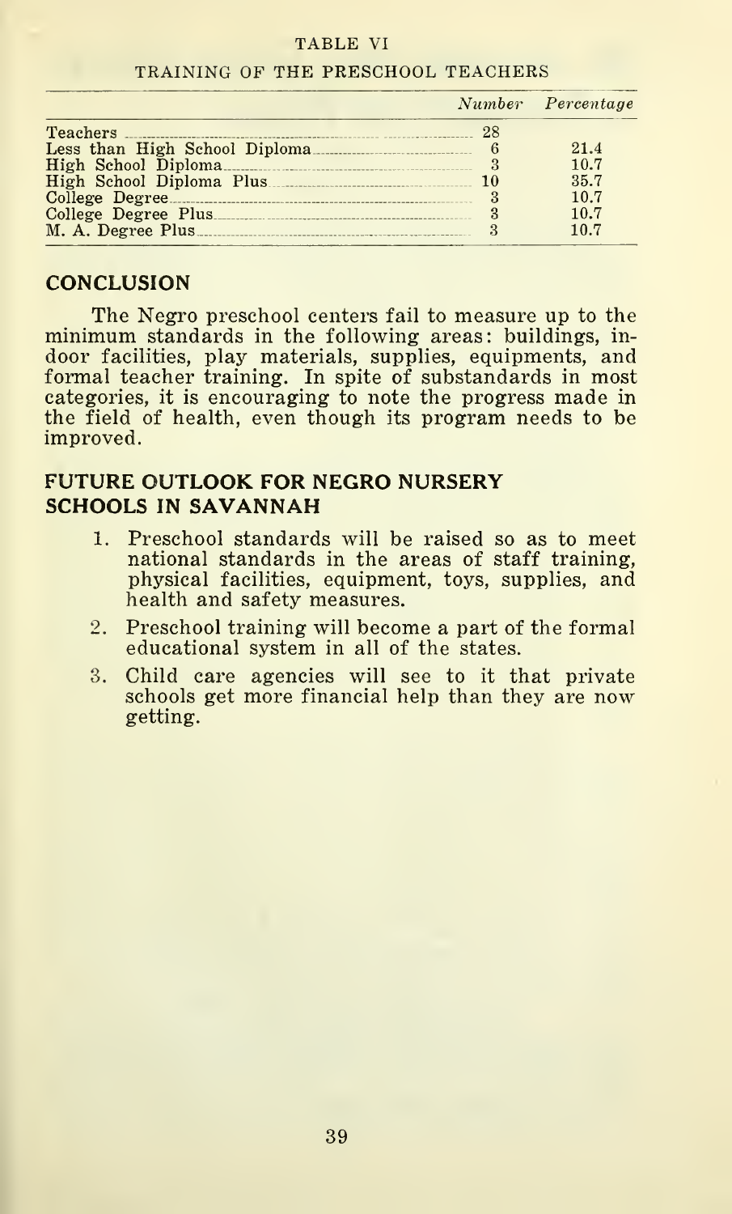TABLE VI

TRAINING OF THE PRESCHOOL TEACHERS

| | *Number* | *Percentage* |
|---|---|---|
| Teachers | 28 | |
| Less than High School Diploma | 6 | 21.4 |
| High School Diploma | 3 | 10.7 |
| High School Diploma Plus | 10 | 35.7 |
| College Degree | 3 | 10.7 |
| College Degree Plus | 3 | 10.7 |
| M. A. Degree Plus | 3 | 10.7 |

## CONCLUSION

The Negro preschool centers fail to measure up to the minimum standards in the following areas: buildings, indoor facilities, play materials, supplies, equipments, and formal teacher training. In spite of substandards in most categories, it is encouraging to note the progress made in the field of health, even though its program needs to be improved.

## FUTURE OUTLOOK FOR NEGRO NURSERY SCHOOLS IN SAVANNAH

1. Preschool standards will be raised so as to meet national standards in the areas of staff training, physical facilities, equipment, toys, supplies, and health and safety measures.
2. Preschool training will become a part of the formal educational system in all of the states.
3. Child care agencies will see to it that private schools get more financial help than they are now getting.